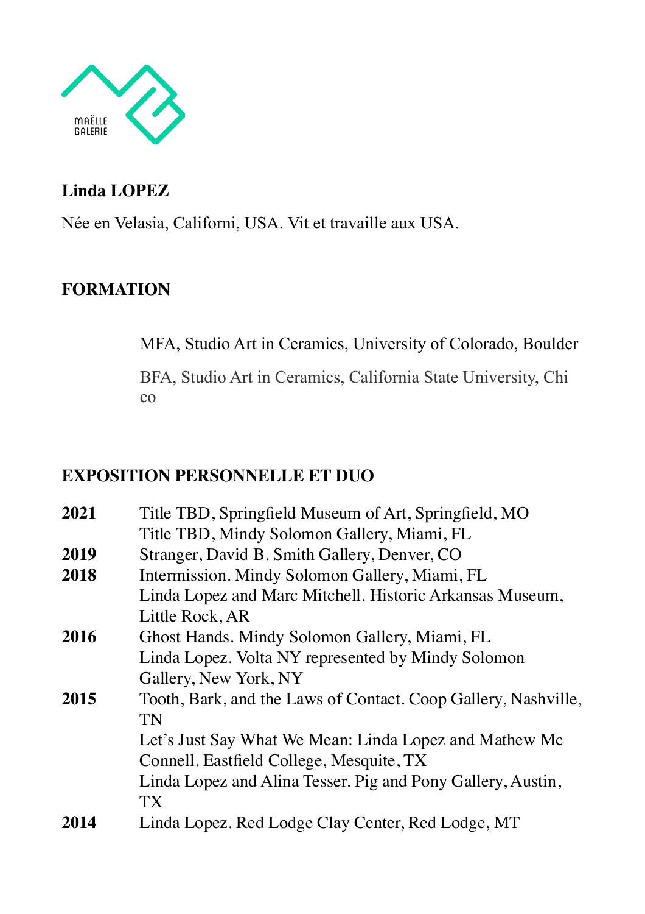MAËLLE GALERIE

**Linda LOPEZ**

Née en Velasia, Californi, USA. Vit et travaille aux USA.

## FORMATION

MFA, Studio Art in Ceramics, University of Colorado, Boulder

BFA, Studio Art in Ceramics, California State University, Chico

## EXPOSITION PERSONNELLE ET DUO

**2021** Title TBD, Springfield Museum of Art, Springfield, MO
Title TBD, Mindy Solomon Gallery, Miami, FL

**2019** Stranger, David B. Smith Gallery, Denver, CO

**2018** Intermission. Mindy Solomon Gallery, Miami, FL
Linda Lopez and Marc Mitchell. Historic Arkansas Museum, Little Rock, AR

**2016** Ghost Hands. Mindy Solomon Gallery, Miami, FL
Linda Lopez. Volta NY represented by Mindy Solomon Gallery, New York, NY

**2015** Tooth, Bark, and the Laws of Contact. Coop Gallery, Nashville, TN
Let's Just Say What We Mean: Linda Lopez and Mathew Mc Connell. Eastfield College, Mesquite, TX
Linda Lopez and Alina Tesser. Pig and Pony Gallery, Austin, TX

**2014** Linda Lopez. Red Lodge Clay Center, Red Lodge, MT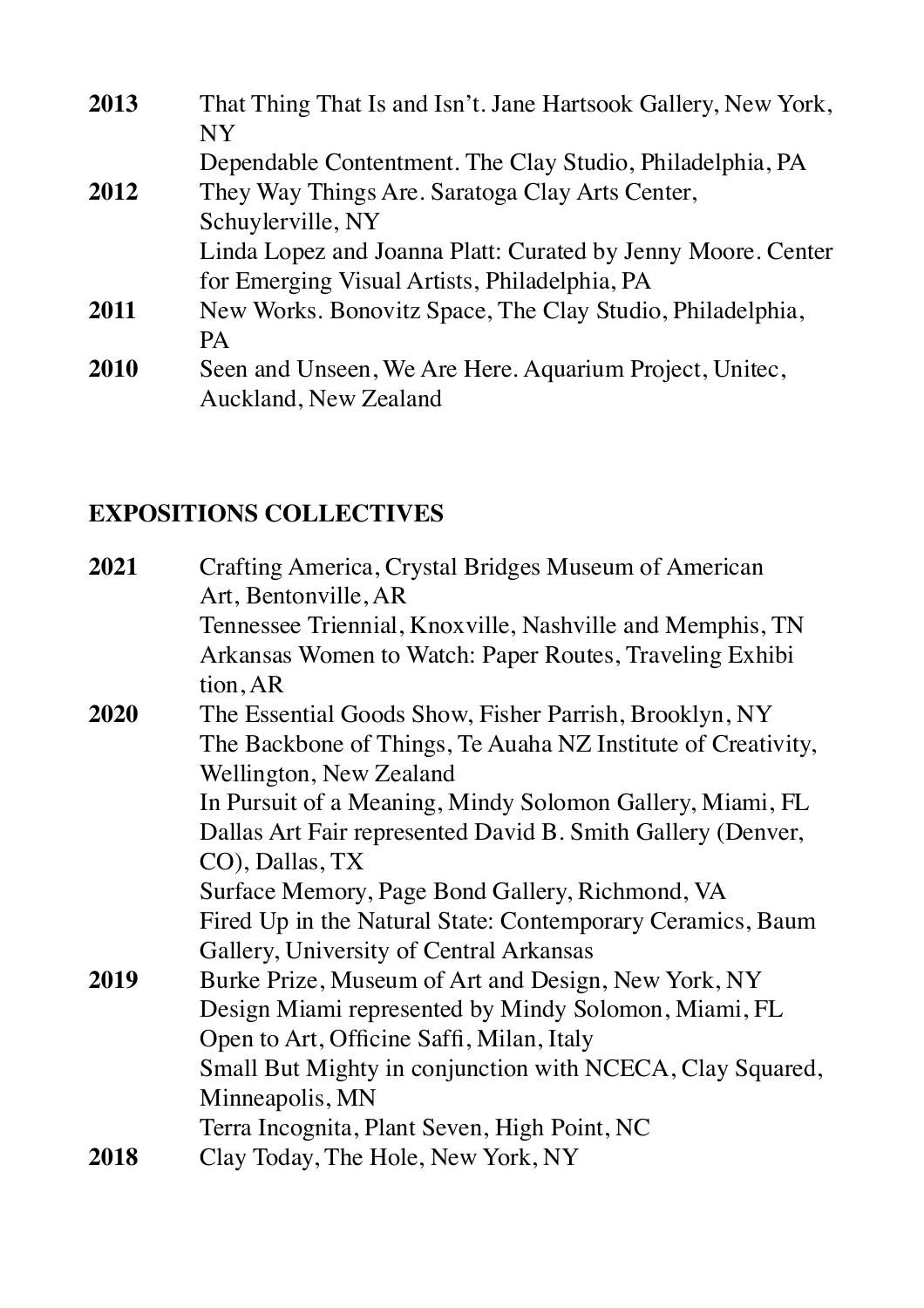**2013** That Thing That Is and Isn't. Jane Hartsook Gallery, New York, NY
Dependable Contentment. The Clay Studio, Philadelphia, PA

**2012** They Way Things Are. Saratoga Clay Arts Center, Schuylerville, NY
Linda Lopez and Joanna Platt: Curated by Jenny Moore. Center for Emerging Visual Artists, Philadelphia, PA

**2011** New Works. Bonovitz Space, The Clay Studio, Philadelphia, PA

**2010** Seen and Unseen, We Are Here. Aquarium Project, Unitec, Auckland, New Zealand

## EXPOSITIONS COLLECTIVES

**2021** Crafting America, Crystal Bridges Museum of American Art, Bentonville, AR
Tennessee Triennial, Knoxville, Nashville and Memphis, TN
Arkansas Women to Watch: Paper Routes, Traveling Exhibition, AR

**2020** The Essential Goods Show, Fisher Parrish, Brooklyn, NY
The Backbone of Things, Te Auaha NZ Institute of Creativity, Wellington, New Zealand
In Pursuit of a Meaning, Mindy Solomon Gallery, Miami, FL
Dallas Art Fair represented David B. Smith Gallery (Denver, CO), Dallas, TX
Surface Memory, Page Bond Gallery, Richmond, VA
Fired Up in the Natural State: Contemporary Ceramics, Baum Gallery, University of Central Arkansas

**2019** Burke Prize, Museum of Art and Design, New York, NY
Design Miami represented by Mindy Solomon, Miami, FL
Open to Art, Officine Saffi, Milan, Italy
Small But Mighty in conjunction with NCECA, Clay Squared, Minneapolis, MN
Terra Incognita, Plant Seven, High Point, NC

**2018** Clay Today, The Hole, New York, NY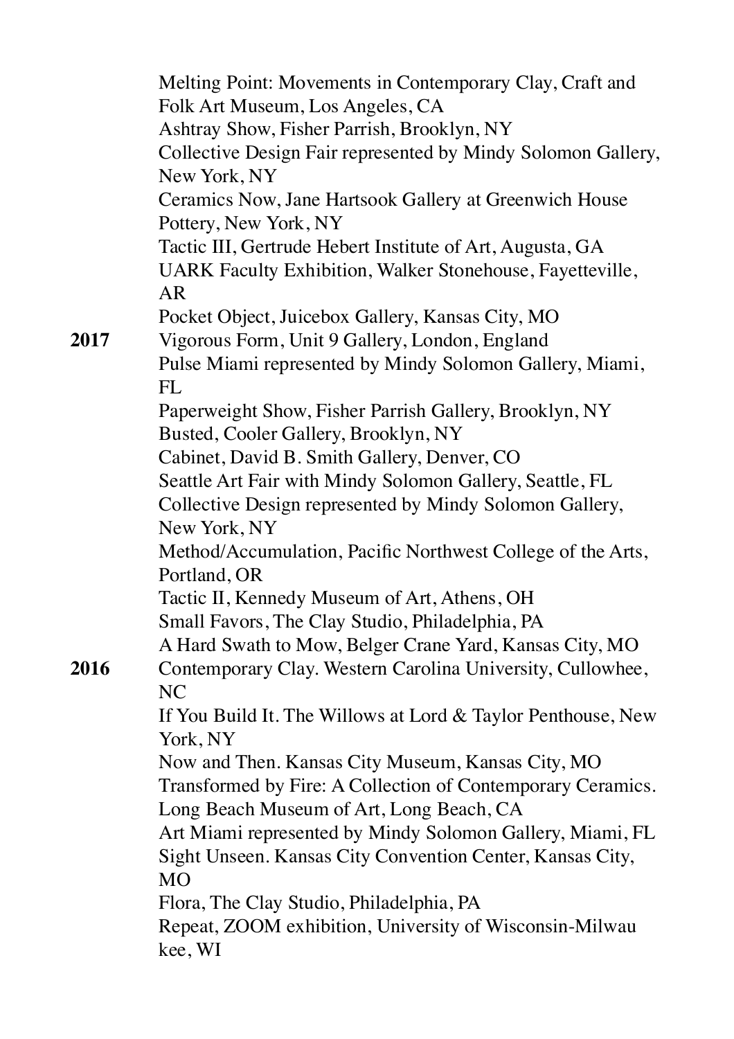Melting Point: Movements in Contemporary Clay, Craft and Folk Art Museum, Los Angeles, CA
Ashtray Show, Fisher Parrish, Brooklyn, NY
Collective Design Fair represented by Mindy Solomon Gallery, New York, NY
Ceramics Now, Jane Hartsook Gallery at Greenwich House Pottery, New York, NY
Tactic III, Gertrude Hebert Institute of Art, Augusta, GA
UARK Faculty Exhibition, Walker Stonehouse, Fayetteville, AR
Pocket Object, Juicebox Gallery, Kansas City, MO

**2017** Vigorous Form, Unit 9 Gallery, London, England
Pulse Miami represented by Mindy Solomon Gallery, Miami, FL
Paperweight Show, Fisher Parrish Gallery, Brooklyn, NY
Busted, Cooler Gallery, Brooklyn, NY
Cabinet, David B. Smith Gallery, Denver, CO
Seattle Art Fair with Mindy Solomon Gallery, Seattle, FL
Collective Design represented by Mindy Solomon Gallery, New York, NY
Method/Accumulation, Pacific Northwest College of the Arts, Portland, OR
Tactic II, Kennedy Museum of Art, Athens, OH
Small Favors, The Clay Studio, Philadelphia, PA
A Hard Swath to Mow, Belger Crane Yard, Kansas City, MO

**2016** Contemporary Clay. Western Carolina University, Cullowhee, NC
If You Build It. The Willows at Lord & Taylor Penthouse, New York, NY
Now and Then. Kansas City Museum, Kansas City, MO
Transformed by Fire: A Collection of Contemporary Ceramics. Long Beach Museum of Art, Long Beach, CA
Art Miami represented by Mindy Solomon Gallery, Miami, FL
Sight Unseen. Kansas City Convention Center, Kansas City, MO
Flora, The Clay Studio, Philadelphia, PA
Repeat, ZOOM exhibition, University of Wisconsin-Milwaukee, WI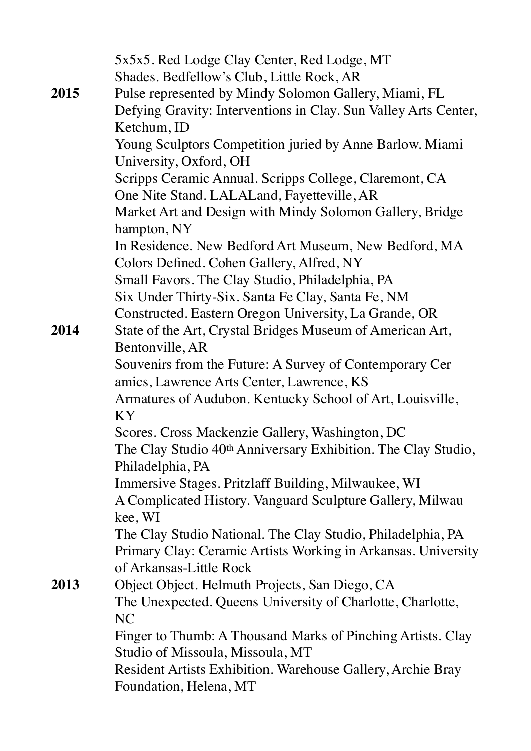5x5x5. Red Lodge Clay Center, Red Lodge, MT
Shades. Bedfellow's Club, Little Rock, AR

**2015**
Pulse represented by Mindy Solomon Gallery, Miami, FL
Defying Gravity: Interventions in Clay. Sun Valley Arts Center, Ketchum, ID
Young Sculptors Competition juried by Anne Barlow. Miami University, Oxford, OH
Scripps Ceramic Annual. Scripps College, Claremont, CA
One Nite Stand. LALALand, Fayetteville, AR
Market Art and Design with Mindy Solomon Gallery, Bridgehampton, NY
In Residence. New Bedford Art Museum, New Bedford, MA
Colors Defined. Cohen Gallery, Alfred, NY
Small Favors. The Clay Studio, Philadelphia, PA
Six Under Thirty-Six. Santa Fe Clay, Santa Fe, NM
Constructed. Eastern Oregon University, La Grande, OR

**2014**
State of the Art, Crystal Bridges Museum of American Art, Bentonville, AR
Souvenirs from the Future: A Survey of Contemporary Ceramics, Lawrence Arts Center, Lawrence, KS
Armatures of Audubon. Kentucky School of Art, Louisville, KY
Scores. Cross Mackenzie Gallery, Washington, DC
The Clay Studio 40th Anniversary Exhibition. The Clay Studio, Philadelphia, PA
Immersive Stages. Pritzlaff Building, Milwaukee, WI
A Complicated History. Vanguard Sculpture Gallery, Milwaukee, WI
The Clay Studio National. The Clay Studio, Philadelphia, PA
Primary Clay: Ceramic Artists Working in Arkansas. University of Arkansas-Little Rock

**2013**
Object Object. Helmuth Projects, San Diego, CA
The Unexpected. Queens University of Charlotte, Charlotte, NC
Finger to Thumb: A Thousand Marks of Pinching Artists. Clay Studio of Missoula, Missoula, MT
Resident Artists Exhibition. Warehouse Gallery, Archie Bray Foundation, Helena, MT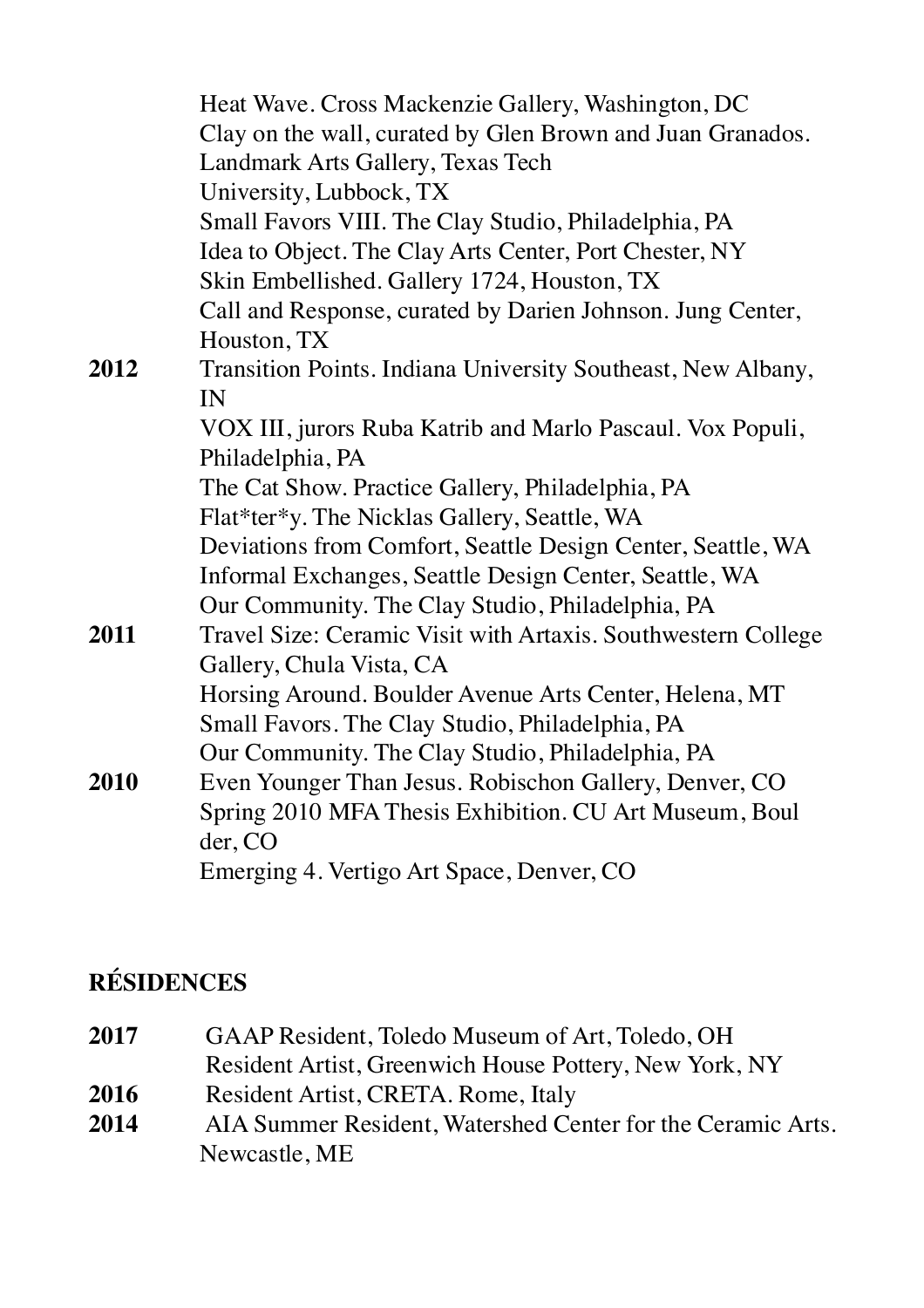Heat Wave. Cross Mackenzie Gallery, Washington, DC
Clay on the wall, curated by Glen Brown and Juan Granados. Landmark Arts Gallery, Texas Tech University, Lubbock, TX
Small Favors VIII. The Clay Studio, Philadelphia, PA
Idea to Object. The Clay Arts Center, Port Chester, NY
Skin Embellished. Gallery 1724, Houston, TX
Call and Response, curated by Darien Johnson. Jung Center, Houston, TX

**2012** Transition Points. Indiana University Southeast, New Albany, IN
VOX III, jurors Ruba Katrib and Marlo Pascaul. Vox Populi, Philadelphia, PA
The Cat Show. Practice Gallery, Philadelphia, PA
Flat*ter*y. The Nicklas Gallery, Seattle, WA
Deviations from Comfort, Seattle Design Center, Seattle, WA
Informal Exchanges, Seattle Design Center, Seattle, WA
Our Community. The Clay Studio, Philadelphia, PA

**2011** Travel Size: Ceramic Visit with Artaxis. Southwestern College Gallery, Chula Vista, CA
Horsing Around. Boulder Avenue Arts Center, Helena, MT
Small Favors. The Clay Studio, Philadelphia, PA
Our Community. The Clay Studio, Philadelphia, PA

**2010** Even Younger Than Jesus. Robischon Gallery, Denver, CO
Spring 2010 MFA Thesis Exhibition. CU Art Museum, Boulder, CO
Emerging 4. Vertigo Art Space, Denver, CO

## RÉSIDENCES

**2017** GAAP Resident, Toledo Museum of Art, Toledo, OH
Resident Artist, Greenwich House Pottery, New York, NY

**2016** Resident Artist, CRETA. Rome, Italy

**2014** AIA Summer Resident, Watershed Center for the Ceramic Arts. Newcastle, ME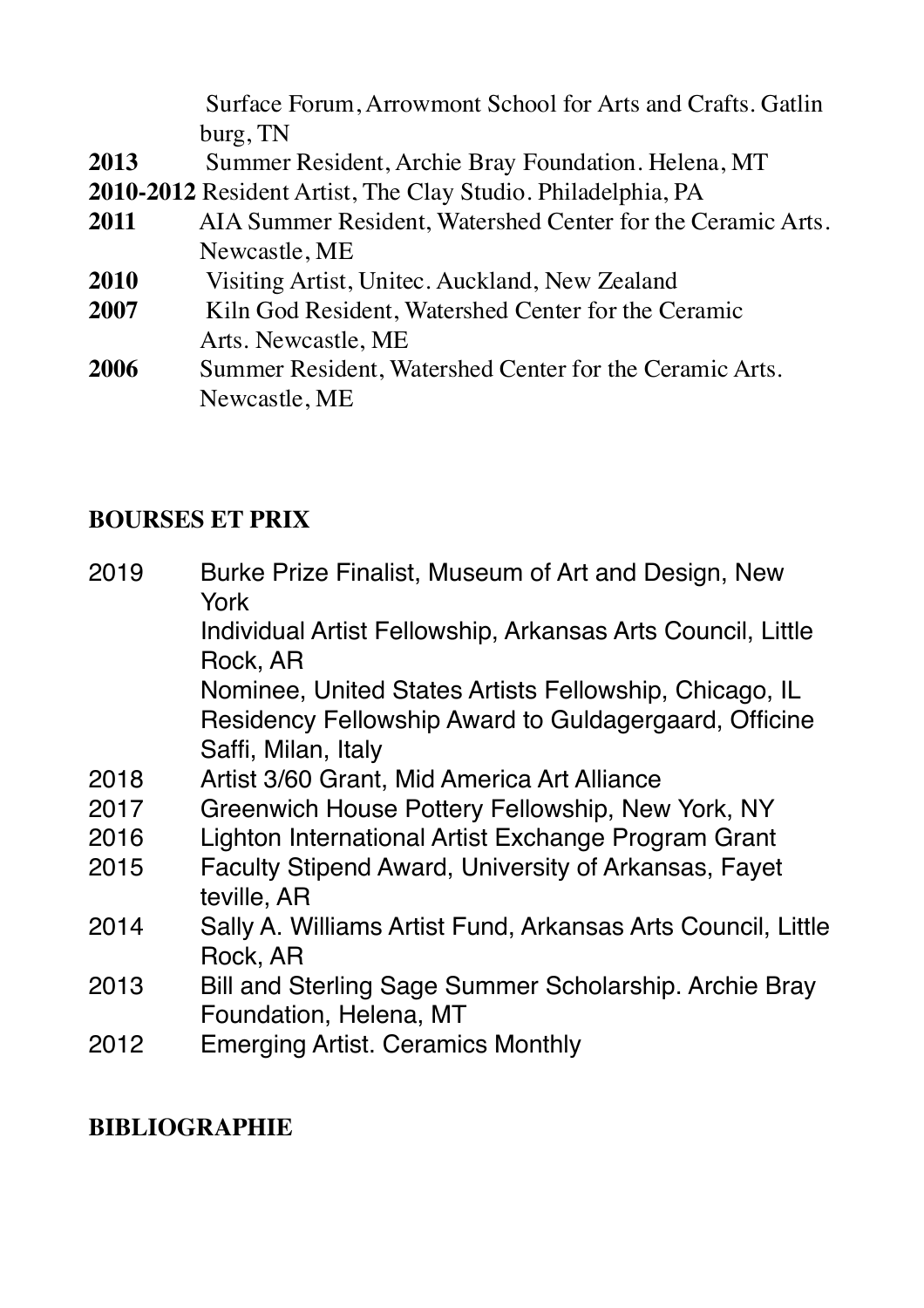Surface Forum, Arrowmont School for Arts and Crafts. Gatlinburg, TN

**2013** Summer Resident, Archie Bray Foundation. Helena, MT

**2010-2012** Resident Artist, The Clay Studio. Philadelphia, PA

**2011** AIA Summer Resident, Watershed Center for the Ceramic Arts. Newcastle, ME

**2010** Visiting Artist, Unitec. Auckland, New Zealand

**2007** Kiln God Resident, Watershed Center for the Ceramic Arts. Newcastle, ME

**2006** Summer Resident, Watershed Center for the Ceramic Arts. Newcastle, ME

## BOURSES ET PRIX

2019 Burke Prize Finalist, Museum of Art and Design, New York
Individual Artist Fellowship, Arkansas Arts Council, Little Rock, AR
Nominee, United States Artists Fellowship, Chicago, IL
Residency Fellowship Award to Guldagergaard, Officine Saffi, Milan, Italy

2018 Artist 3/60 Grant, Mid America Art Alliance

2017 Greenwich House Pottery Fellowship, New York, NY

2016 Lighton International Artist Exchange Program Grant

2015 Faculty Stipend Award, University of Arkansas, Fayetteville, AR

2014 Sally A. Williams Artist Fund, Arkansas Arts Council, Little Rock, AR

2013 Bill and Sterling Sage Summer Scholarship. Archie Bray Foundation, Helena, MT

2012 Emerging Artist. Ceramics Monthly

## BIBLIOGRAPHIE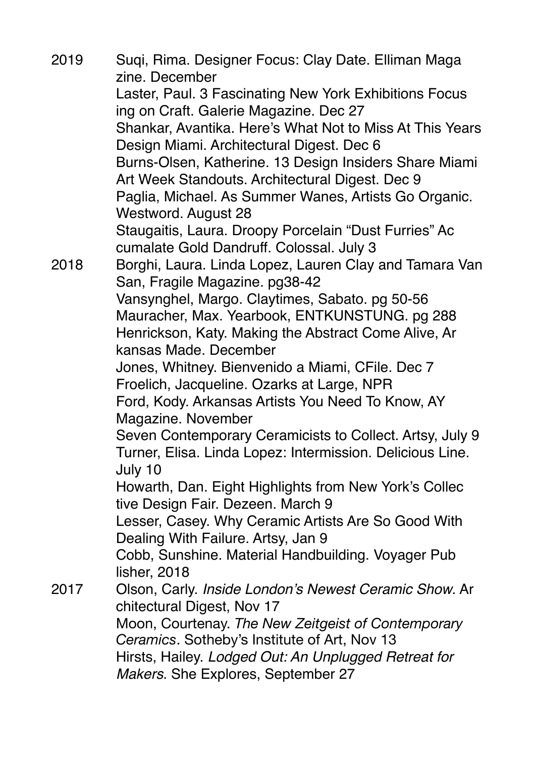2019

Suqi, Rima. Designer Focus: Clay Date. Elliman Magazine. December
Laster, Paul. 3 Fascinating New York Exhibitions Focusing on Craft. Galerie Magazine. Dec 27
Shankar, Avantika. Here's What Not to Miss At This Years Design Miami. Architectural Digest. Dec 6
Burns-Olsen, Katherine. 13 Design Insiders Share Miami Art Week Standouts. Architectural Digest. Dec 9
Paglia, Michael. As Summer Wanes, Artists Go Organic. Westword. August 28
Staugaitis, Laura. Droopy Porcelain "Dust Furries" Accumalate Gold Dandruff. Colossal. July 3

2018

Borghi, Laura. Linda Lopez, Lauren Clay and Tamara Van San, Fragile Magazine. pg38-42
Vansynghel, Margo. Claytimes, Sabato. pg 50-56
Mauracher, Max. Yearbook, ENTKUNSTUNG. pg 288
Henrickson, Katy. Making the Abstract Come Alive, Arkansas Made. December
Jones, Whitney. Bienvenido a Miami, CFile. Dec 7
Froelich, Jacqueline. Ozarks at Large, NPR
Ford, Kody. Arkansas Artists You Need To Know, AY Magazine. November
Seven Contemporary Ceramicists to Collect. Artsy, July 9
Turner, Elisa. Linda Lopez: Intermission. Delicious Line. July 10
Howarth, Dan. Eight Highlights from New York's Collective Design Fair. Dezeen. March 9
Lesser, Casey. Why Ceramic Artists Are So Good With Dealing With Failure. Artsy, Jan 9
Cobb, Sunshine. Material Handbuilding. Voyager Publisher, 2018

2017

Olson, Carly. *Inside London's Newest Ceramic Show*. Architectural Digest, Nov 17
Moon, Courtenay. *The New Zeitgeist of Contemporary Ceramics*. Sotheby's Institute of Art, Nov 13
Hirsts, Hailey. *Lodged Out: An Unplugged Retreat for Makers*. She Explores, September 27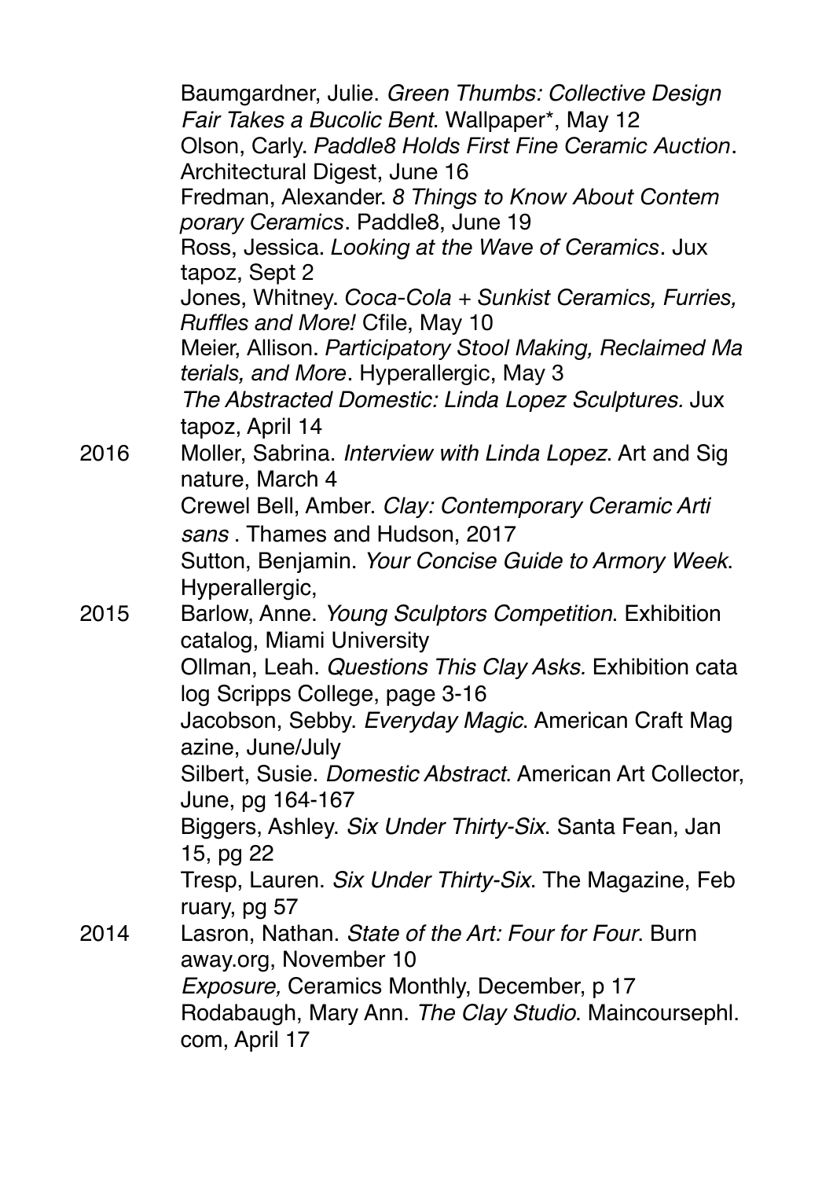Baumgardner, Julie. *Green Thumbs: Collective Design Fair Takes a Bucolic Bent*. Wallpaper*, May 12

Olson, Carly. *Paddle8 Holds First Fine Ceramic Auction*. Architectural Digest, June 16

Fredman, Alexander. *8 Things to Know About Contem porary Ceramics*. Paddle8, June 19

Ross, Jessica. *Looking at the Wave of Ceramics*. Jux tapoz, Sept 2

Jones, Whitney. *Coca-Cola + Sunkist Ceramics, Furries, Ruffles and More!* Cfile, May 10

Meier, Allison. *Participatory Stool Making, Reclaimed Ma terials, and More*. Hyperallergic, May 3

*The Abstracted Domestic: Linda Lopez Sculptures.* Jux tapoz, April 14

2016 Moller, Sabrina. *Interview with Linda Lopez*. Art and Sig nature, March 4

Crewel Bell, Amber. *Clay: Contemporary Ceramic Arti sans* . Thames and Hudson, 2017

Sutton, Benjamin. *Your Concise Guide to Armory Week*. Hyperallergic,

2015 Barlow, Anne. *Young Sculptors Competition*. Exhibition catalog, Miami University

Ollman, Leah. *Questions This Clay Asks.* Exhibition cata log Scripps College, page 3-16

Jacobson, Sebby. *Everyday Magic*. American Craft Mag azine, June/July

Silbert, Susie. *Domestic Abstract*. American Art Collector, June, pg 164-167

Biggers, Ashley. *Six Under Thirty-Six*. Santa Fean, Jan 15, pg 22

Tresp, Lauren. *Six Under Thirty-Six*. The Magazine, Feb ruary, pg 57

2014 Lasron, Nathan. *State of the Art: Four for Four*. Burn away.org, November 10

*Exposure,* Ceramics Monthly, December, p 17

Rodabaugh, Mary Ann. *The Clay Studio*. Maincoursephl. com, April 17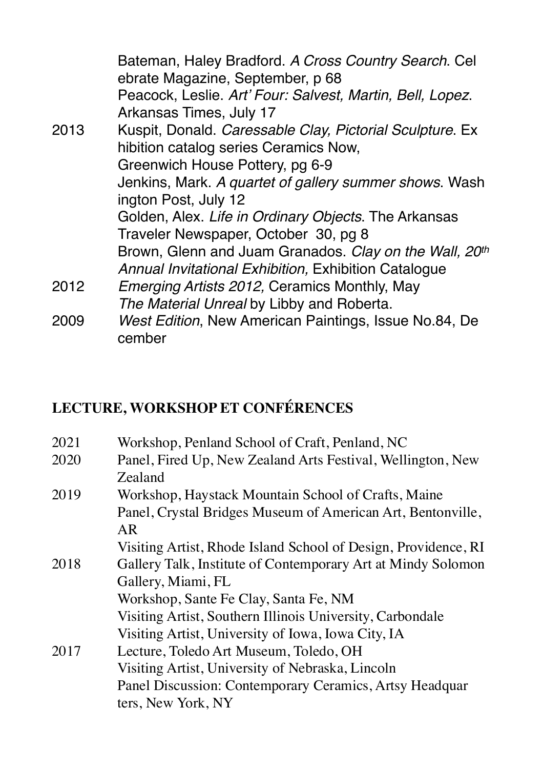| | |
|---|---|
| | Bateman, Haley Bradford. *A Cross Country Search*. Cel ebrate Magazine, September, p 68 |
| | Peacock, Leslie. *Art' Four: Salvest, Martin, Bell, Lopez*. Arkansas Times, July 17 |
| 2013 | Kuspit, Donald. *Caressable Clay, Pictorial Sculpture*. Ex hibition catalog series Ceramics Now, Greenwich House Pottery, pg 6-9 |
| | Jenkins, Mark. *A quartet of gallery summer shows*. Wash ington Post, July 12 |
| | Golden, Alex. *Life in Ordinary Objects*. The Arkansas Traveler Newspaper, October 30, pg 8 |
| | Brown, Glenn and Juam Granados. *Clay on the Wall, 20th Annual Invitational Exhibition,* Exhibition Catalogue |
| 2012 | *Emerging Artists 2012,* Ceramics Monthly, May |
| | *The Material Unreal* by Libby and Roberta. |
| 2009 | *West Edition*, New American Paintings, Issue No.84, De cember |

## LECTURE, WORKSHOP ET CONFÉRENCES

| | |
|---|---|
| 2021 | Workshop, Penland School of Craft, Penland, NC |
| 2020 | Panel, Fired Up, New Zealand Arts Festival, Wellington, New Zealand |
| 2019 | Workshop, Haystack Mountain School of Crafts, Maine |
| | Panel, Crystal Bridges Museum of American Art, Bentonville, AR |
| | Visiting Artist, Rhode Island School of Design, Providence, RI |
| 2018 | Gallery Talk, Institute of Contemporary Art at Mindy Solomon Gallery, Miami, FL |
| | Workshop, Sante Fe Clay, Santa Fe, NM |
| | Visiting Artist, Southern Illinois University, Carbondale |
| | Visiting Artist, University of Iowa, Iowa City, IA |
| 2017 | Lecture, Toledo Art Museum, Toledo, OH |
| | Visiting Artist, University of Nebraska, Lincoln |
| | Panel Discussion: Contemporary Ceramics, Artsy Headquar ters, New York, NY |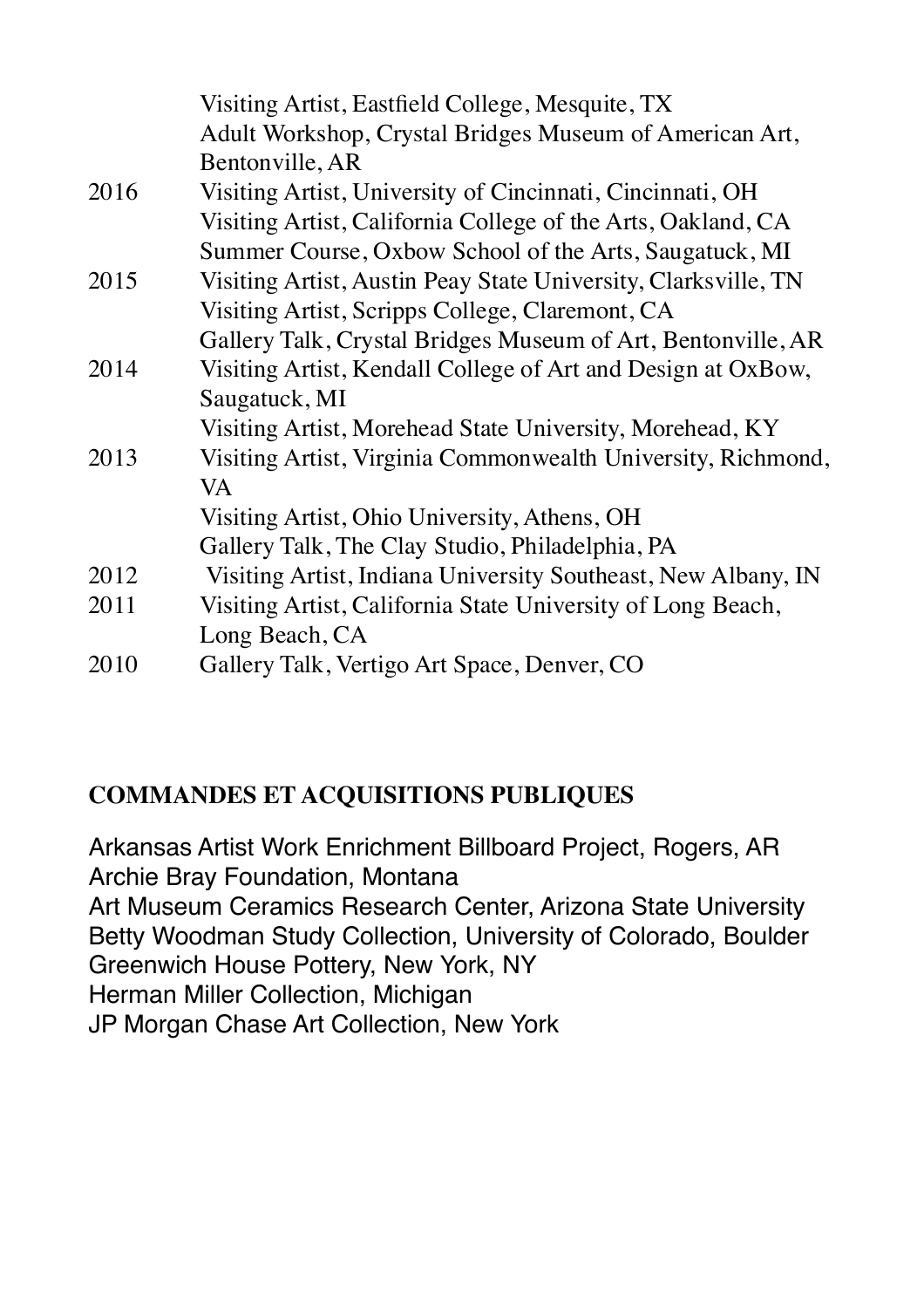Visiting Artist, Eastfield College, Mesquite, TX
Adult Workshop, Crystal Bridges Museum of American Art, Bentonville, AR

2016 Visiting Artist, University of Cincinnati, Cincinnati, OH
Visiting Artist, California College of the Arts, Oakland, CA
Summer Course, Oxbow School of the Arts, Saugatuck, MI

2015 Visiting Artist, Austin Peay State University, Clarksville, TN
Visiting Artist, Scripps College, Claremont, CA
Gallery Talk, Crystal Bridges Museum of Art, Bentonville, AR

2014 Visiting Artist, Kendall College of Art and Design at OxBow, Saugatuck, MI
Visiting Artist, Morehead State University, Morehead, KY

2013 Visiting Artist, Virginia Commonwealth University, Richmond, VA
Visiting Artist, Ohio University, Athens, OH
Gallery Talk, The Clay Studio, Philadelphia, PA

2012 Visiting Artist, Indiana University Southeast, New Albany, IN

2011 Visiting Artist, California State University of Long Beach, Long Beach, CA

2010 Gallery Talk, Vertigo Art Space, Denver, CO

## COMMANDES ET ACQUISITIONS PUBLIQUES

Arkansas Artist Work Enrichment Billboard Project, Rogers, AR
Archie Bray Foundation, Montana
Art Museum Ceramics Research Center, Arizona State University
Betty Woodman Study Collection, University of Colorado, Boulder
Greenwich House Pottery, New York, NY
Herman Miller Collection, Michigan
JP Morgan Chase Art Collection, New York